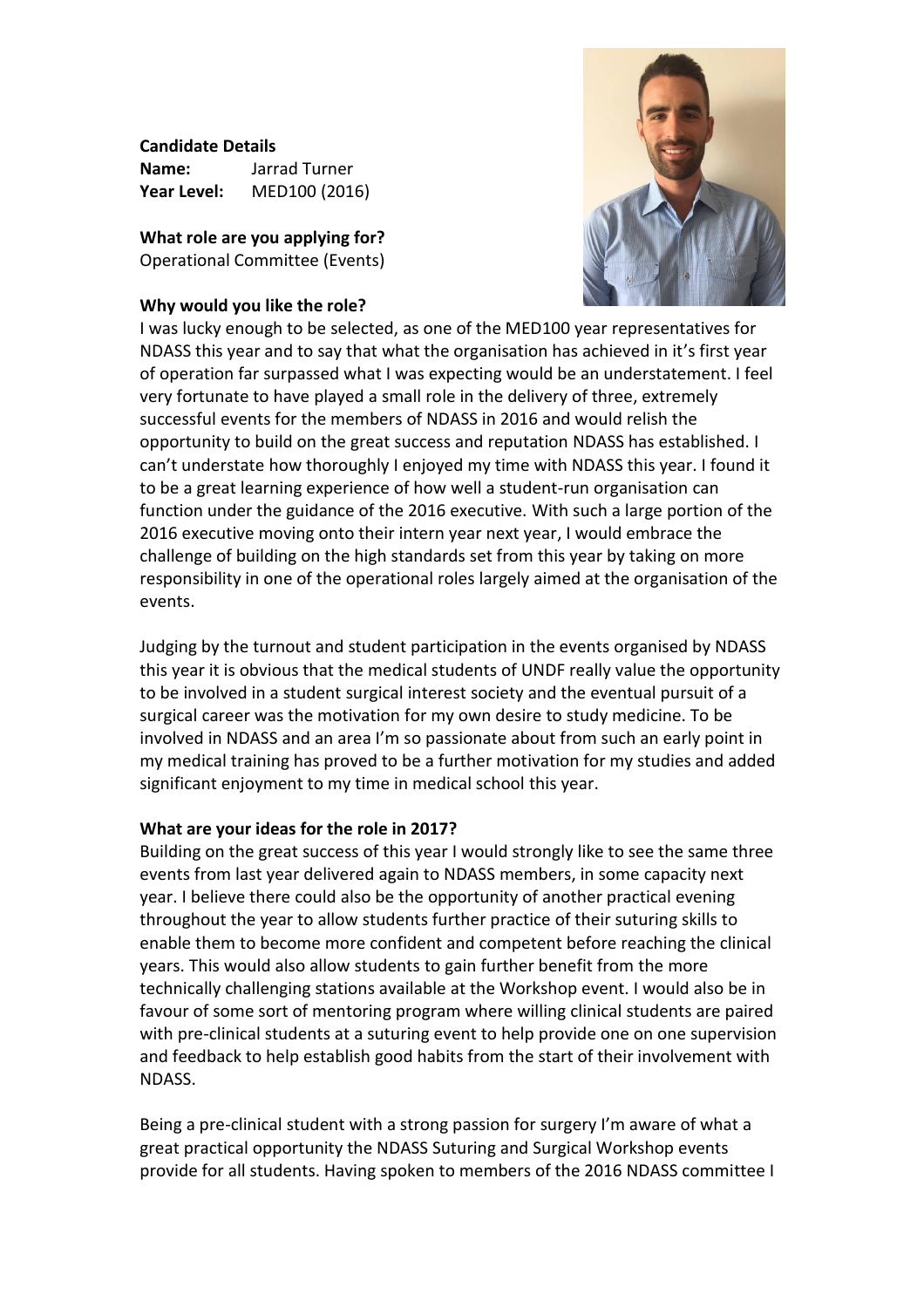**Candidate Details**
**Name:** Jarrad Turner
**Year Level:** MED100 (2016)

**What role are you applying for?**
Operational Committee (Events)

**Why would you like the role?**
I was lucky enough to be selected, as one of the MED100 year representatives for NDASS this year and to say that what the organisation has achieved in it's first year of operation far surpassed what I was expecting would be an understatement. I feel very fortunate to have played a small role in the delivery of three, extremely successful events for the members of NDASS in 2016 and would relish the opportunity to build on the great success and reputation NDASS has established. I can't understate how thoroughly I enjoyed my time with NDASS this year. I found it to be a great learning experience of how well a student-run organisation can function under the guidance of the 2016 executive. With such a large portion of the 2016 executive moving onto their intern year next year, I would embrace the challenge of building on the high standards set from this year by taking on more responsibility in one of the operational roles largely aimed at the organisation of the events.

Judging by the turnout and student participation in the events organised by NDASS this year it is obvious that the medical students of UNDF really value the opportunity to be involved in a student surgical interest society and the eventual pursuit of a surgical career was the motivation for my own desire to study medicine. To be involved in NDASS and an area I'm so passionate about from such an early point in my medical training has proved to be a further motivation for my studies and added significant enjoyment to my time in medical school this year.

**What are your ideas for the role in 2017?**
Building on the great success of this year I would strongly like to see the same three events from last year delivered again to NDASS members, in some capacity next year. I believe there could also be the opportunity of another practical evening throughout the year to allow students further practice of their suturing skills to enable them to become more confident and competent before reaching the clinical years. This would also allow students to gain further benefit from the more technically challenging stations available at the Workshop event. I would also be in favour of some sort of mentoring program where willing clinical students are paired with pre-clinical students at a suturing event to help provide one on one supervision and feedback to help establish good habits from the start of their involvement with NDASS.

Being a pre-clinical student with a strong passion for surgery I'm aware of what a great practical opportunity the NDASS Suturing and Surgical Workshop events provide for all students. Having spoken to members of the 2016 NDASS committee I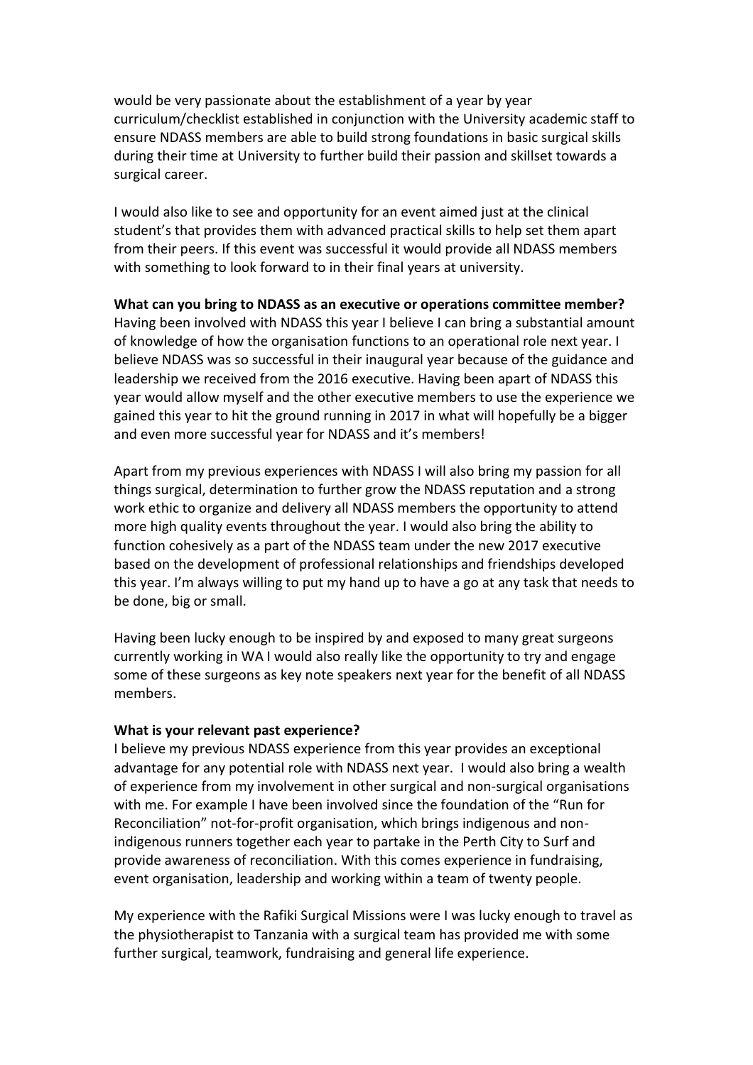would be very passionate about the establishment of a year by year curriculum/checklist established in conjunction with the University academic staff to ensure NDASS members are able to build strong foundations in basic surgical skills during their time at University to further build their passion and skillset towards a surgical career.

I would also like to see and opportunity for an event aimed just at the clinical student's that provides them with advanced practical skills to help set them apart from their peers. If this event was successful it would provide all NDASS members with something to look forward to in their final years at university.

**What can you bring to NDASS as an executive or operations committee member?**
Having been involved with NDASS this year I believe I can bring a substantial amount of knowledge of how the organisation functions to an operational role next year. I believe NDASS was so successful in their inaugural year because of the guidance and leadership we received from the 2016 executive. Having been apart of NDASS this year would allow myself and the other executive members to use the experience we gained this year to hit the ground running in 2017 in what will hopefully be a bigger and even more successful year for NDASS and it's members!

Apart from my previous experiences with NDASS I will also bring my passion for all things surgical, determination to further grow the NDASS reputation and a strong work ethic to organize and delivery all NDASS members the opportunity to attend more high quality events throughout the year. I would also bring the ability to function cohesively as a part of the NDASS team under the new 2017 executive based on the development of professional relationships and friendships developed this year. I'm always willing to put my hand up to have a go at any task that needs to be done, big or small.

Having been lucky enough to be inspired by and exposed to many great surgeons currently working in WA I would also really like the opportunity to try and engage some of these surgeons as key note speakers next year for the benefit of all NDASS members.

**What is your relevant past experience?**
I believe my previous NDASS experience from this year provides an exceptional advantage for any potential role with NDASS next year. I would also bring a wealth of experience from my involvement in other surgical and non-surgical organisations with me. For example I have been involved since the foundation of the "Run for Reconciliation" not-for-profit organisation, which brings indigenous and non-indigenous runners together each year to partake in the Perth City to Surf and provide awareness of reconciliation. With this comes experience in fundraising, event organisation, leadership and working within a team of twenty people.

My experience with the Rafiki Surgical Missions were I was lucky enough to travel as the physiotherapist to Tanzania with a surgical team has provided me with some further surgical, teamwork, fundraising and general life experience.